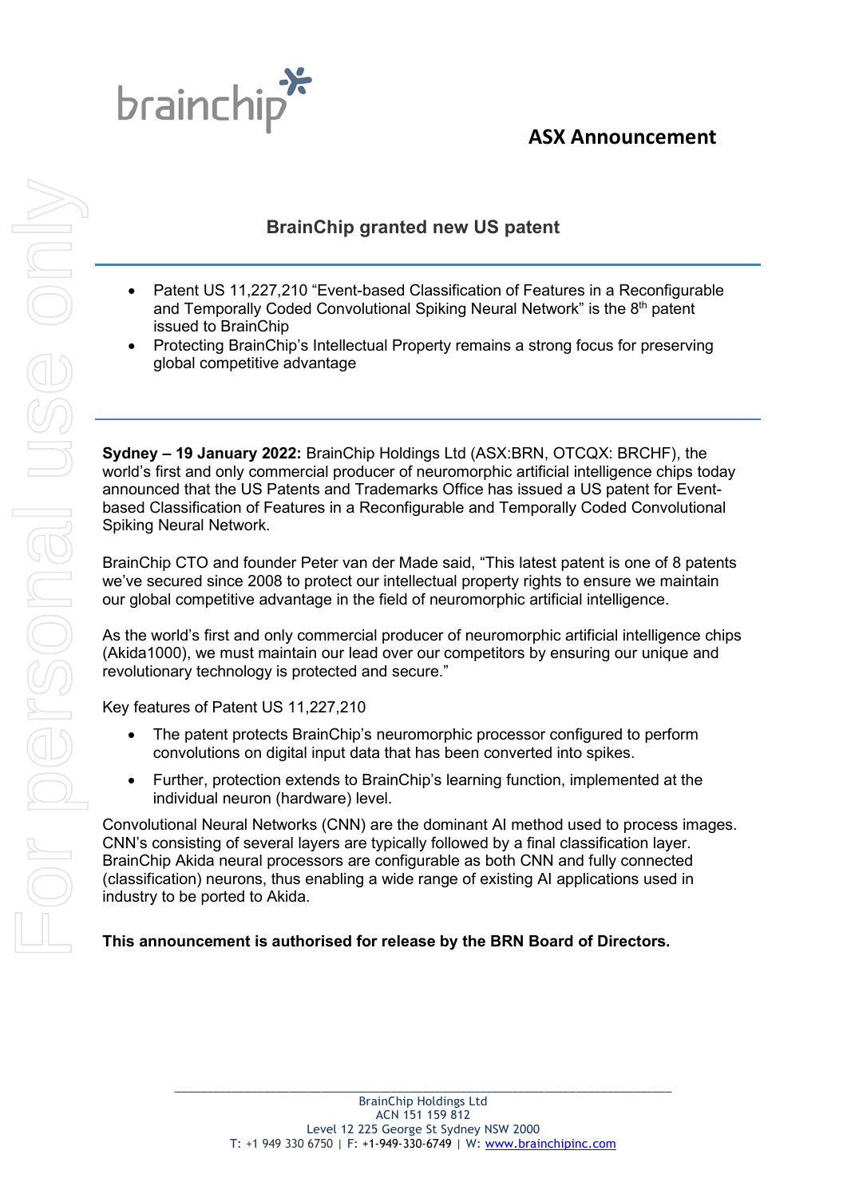# ASX Announcement

## BrainChip granted new US patent

- Patent US 11,227,210 "Event-based Classification of Features in a Reconfigurable and Temporally Coded Convolutional Spiking Neural Network" is the 8th patent issued to BrainChip
- Protecting BrainChip's Intellectual Property remains a strong focus for preserving global competitive advantage

**Sydney – 19 January 2022:** BrainChip Holdings Ltd (ASX:BRN, OTCQX: BRCHF), the world's first and only commercial producer of neuromorphic artificial intelligence chips today announced that the US Patents and Trademarks Office has issued a US patent for Event-based Classification of Features in a Reconfigurable and Temporally Coded Convolutional Spiking Neural Network.

BrainChip CTO and founder Peter van der Made said, "This latest patent is one of 8 patents we've secured since 2008 to protect our intellectual property rights to ensure we maintain our global competitive advantage in the field of neuromorphic artificial intelligence.

As the world's first and only commercial producer of neuromorphic artificial intelligence chips (Akida1000), we must maintain our lead over our competitors by ensuring our unique and revolutionary technology is protected and secure."

Key features of Patent US 11,227,210

- The patent protects BrainChip's neuromorphic processor configured to perform convolutions on digital input data that has been converted into spikes.
- Further, protection extends to BrainChip's learning function, implemented at the individual neuron (hardware) level.

Convolutional Neural Networks (CNN) are the dominant AI method used to process images. CNN's consisting of several layers are typically followed by a final classification layer. BrainChip Akida neural processors are configurable as both CNN and fully connected (classification) neurons, thus enabling a wide range of existing AI applications used in industry to be ported to Akida.

**This announcement is authorised for release by the BRN Board of Directors.**

BrainChip Holdings Ltd
ACN 151 159 812
Level 12 225 George St Sydney NSW 2000
T: +1 949 330 6750 | F: +1-949-330-6749 | W: www.brainchipinc.com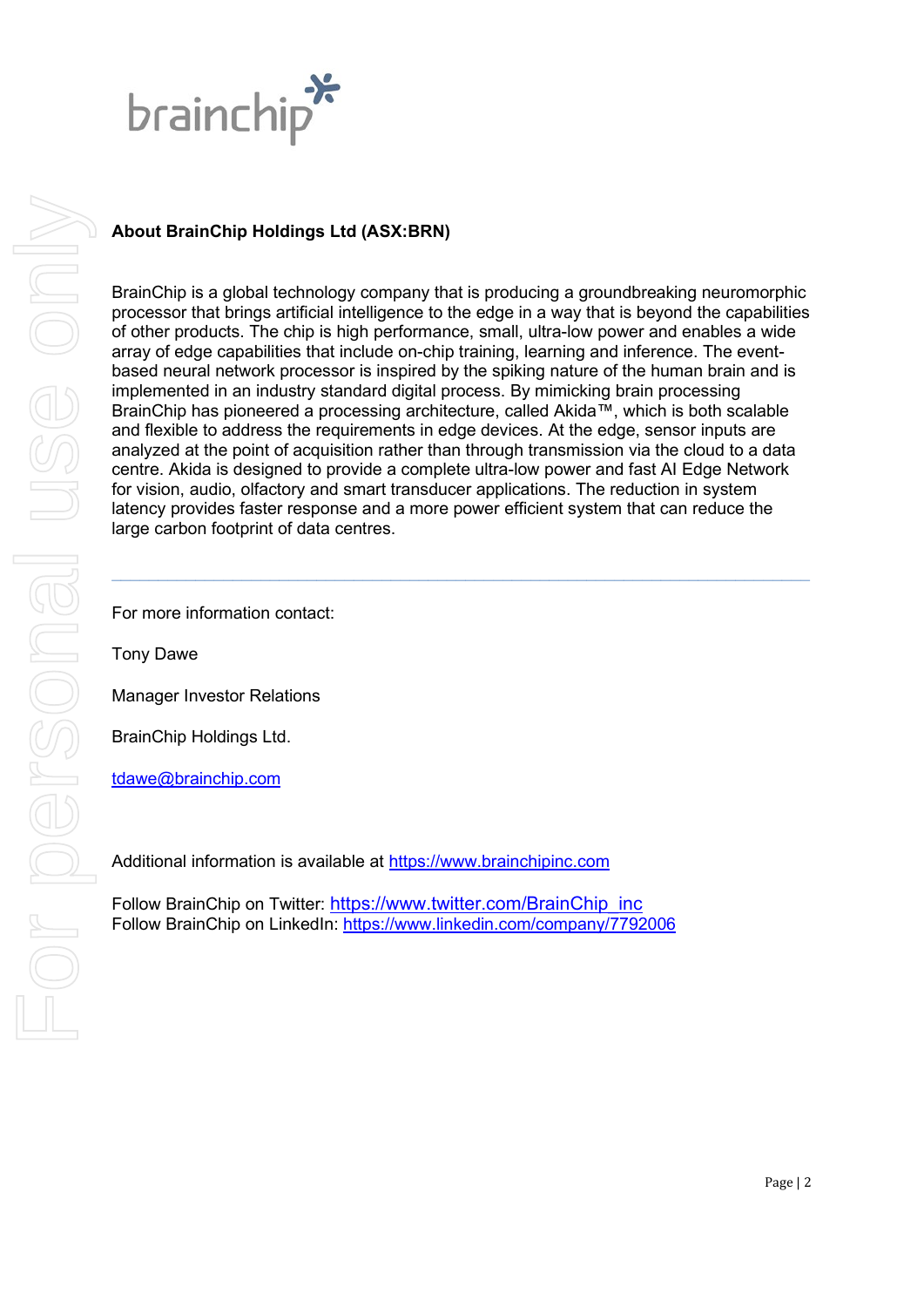## About BrainChip Holdings Ltd (ASX:BRN)

BrainChip is a global technology company that is producing a groundbreaking neuromorphic processor that brings artificial intelligence to the edge in a way that is beyond the capabilities of other products. The chip is high performance, small, ultra-low power and enables a wide array of edge capabilities that include on-chip training, learning and inference. The event-based neural network processor is inspired by the spiking nature of the human brain and is implemented in an industry standard digital process. By mimicking brain processing BrainChip has pioneered a processing architecture, called Akida™, which is both scalable and flexible to address the requirements in edge devices. At the edge, sensor inputs are analyzed at the point of acquisition rather than through transmission via the cloud to a data centre. Akida is designed to provide a complete ultra-low power and fast AI Edge Network for vision, audio, olfactory and smart transducer applications. The reduction in system latency provides faster response and a more power efficient system that can reduce the large carbon footprint of data centres.

---

For more information contact:

Tony Dawe

Manager Investor Relations

BrainChip Holdings Ltd.

tdawe@brainchip.com

Additional information is available at https://www.brainchipinc.com

Follow BrainChip on Twitter: https://www.twitter.com/BrainChip_inc
Follow BrainChip on LinkedIn: https://www.linkedin.com/company/7792006